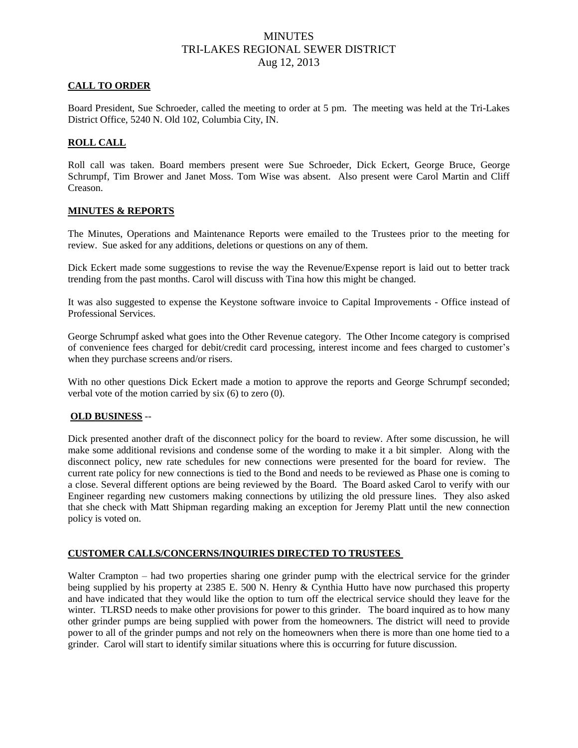# MINUTES
# TRI-LAKES REGIONAL SEWER DISTRICT
# Aug 12, 2013

## CALL TO ORDER

Board President, Sue Schroeder, called the meeting to order at 5 pm. The meeting was held at the Tri-Lakes District Office, 5240 N. Old 102, Columbia City, IN.

## ROLL CALL

Roll call was taken. Board members present were Sue Schroeder, Dick Eckert, George Bruce, George Schrumpf, Tim Brower and Janet Moss. Tom Wise was absent. Also present were Carol Martin and Cliff Creason.

## MINUTES & REPORTS

The Minutes, Operations and Maintenance Reports were emailed to the Trustees prior to the meeting for review. Sue asked for any additions, deletions or questions on any of them.

Dick Eckert made some suggestions to revise the way the Revenue/Expense report is laid out to better track trending from the past months. Carol will discuss with Tina how this might be changed.

It was also suggested to expense the Keystone software invoice to Capital Improvements - Office instead of Professional Services.

George Schrumpf asked what goes into the Other Revenue category. The Other Income category is comprised of convenience fees charged for debit/credit card processing, interest income and fees charged to customer's when they purchase screens and/or risers.

With no other questions Dick Eckert made a motion to approve the reports and George Schrumpf seconded; verbal vote of the motion carried by six (6) to zero (0).

## OLD BUSINESS --

Dick presented another draft of the disconnect policy for the board to review. After some discussion, he will make some additional revisions and condense some of the wording to make it a bit simpler. Along with the disconnect policy, new rate schedules for new connections were presented for the board for review. The current rate policy for new connections is tied to the Bond and needs to be reviewed as Phase one is coming to a close. Several different options are being reviewed by the Board. The Board asked Carol to verify with our Engineer regarding new customers making connections by utilizing the old pressure lines. They also asked that she check with Matt Shipman regarding making an exception for Jeremy Platt until the new connection policy is voted on.

## CUSTOMER CALLS/CONCERNS/INQUIRIES DIRECTED TO TRUSTEES

Walter Crampton – had two properties sharing one grinder pump with the electrical service for the grinder being supplied by his property at 2385 E. 500 N. Henry & Cynthia Hutto have now purchased this property and have indicated that they would like the option to turn off the electrical service should they leave for the winter. TLRSD needs to make other provisions for power to this grinder. The board inquired as to how many other grinder pumps are being supplied with power from the homeowners. The district will need to provide power to all of the grinder pumps and not rely on the homeowners when there is more than one home tied to a grinder. Carol will start to identify similar situations where this is occurring for future discussion.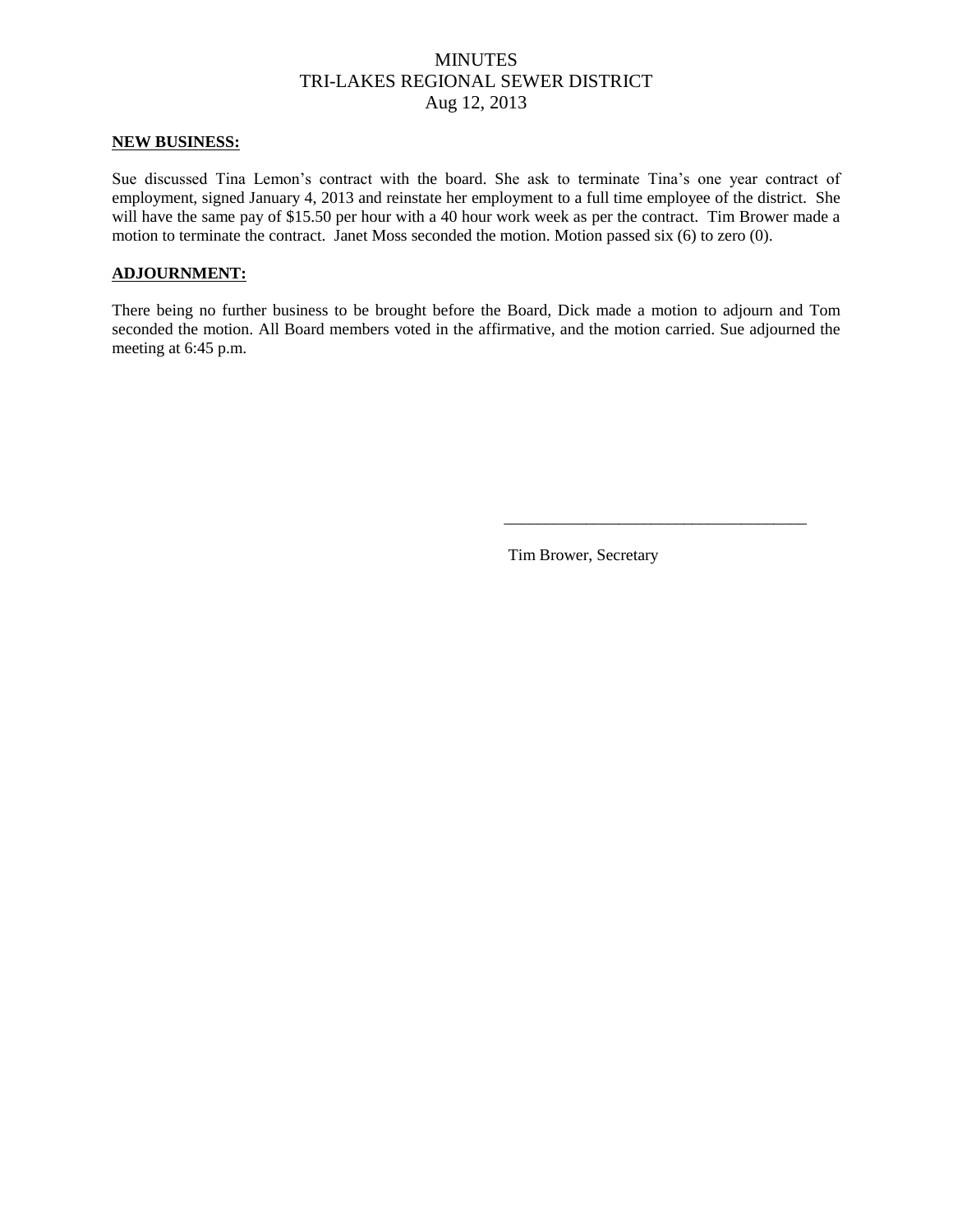# MINUTES
## TRI-LAKES REGIONAL SEWER DISTRICT
## Aug 12, 2013

**NEW BUSINESS:**

Sue discussed Tina Lemon's contract with the board. She ask to terminate Tina's one year contract of employment, signed January 4, 2013 and reinstate her employment to a full time employee of the district. She will have the same pay of $15.50 per hour with a 40 hour work week as per the contract. Tim Brower made a motion to terminate the contract. Janet Moss seconded the motion. Motion passed six (6) to zero (0).

**ADJOURNMENT:**

There being no further business to be brought before the Board, Dick made a motion to adjourn and Tom seconded the motion. All Board members voted in the affirmative, and the motion carried. Sue adjourned the meeting at 6:45 p.m.

_____________________________________

Tim Brower, Secretary